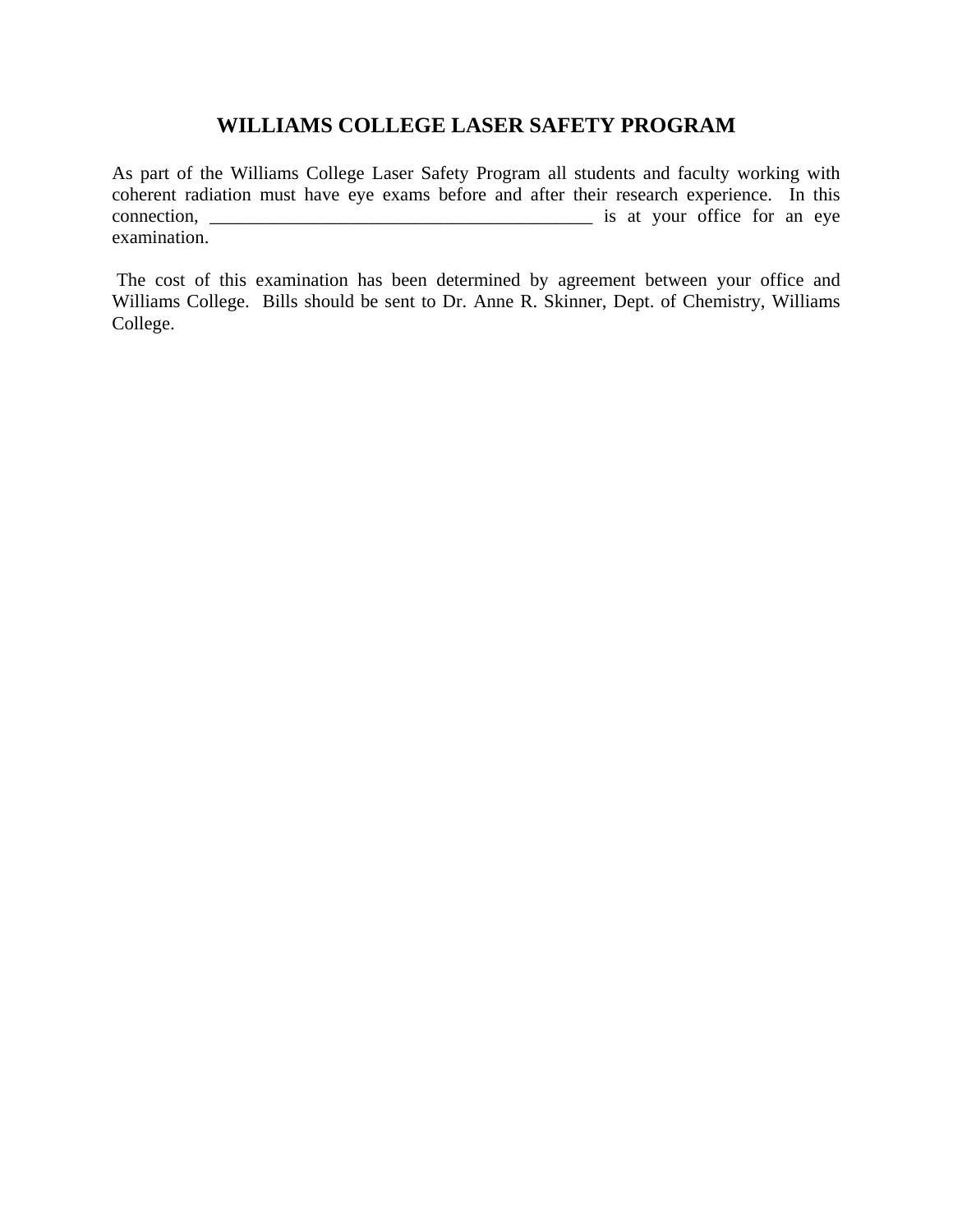# WILLIAMS COLLEGE LASER SAFETY PROGRAM

As part of the Williams College Laser Safety Program all students and faculty working with coherent radiation must have eye exams before and after their research experience. In this connection, __________________________________________ is at your office for an eye examination.

The cost of this examination has been determined by agreement between your office and Williams College. Bills should be sent to Dr. Anne R. Skinner, Dept. of Chemistry, Williams College.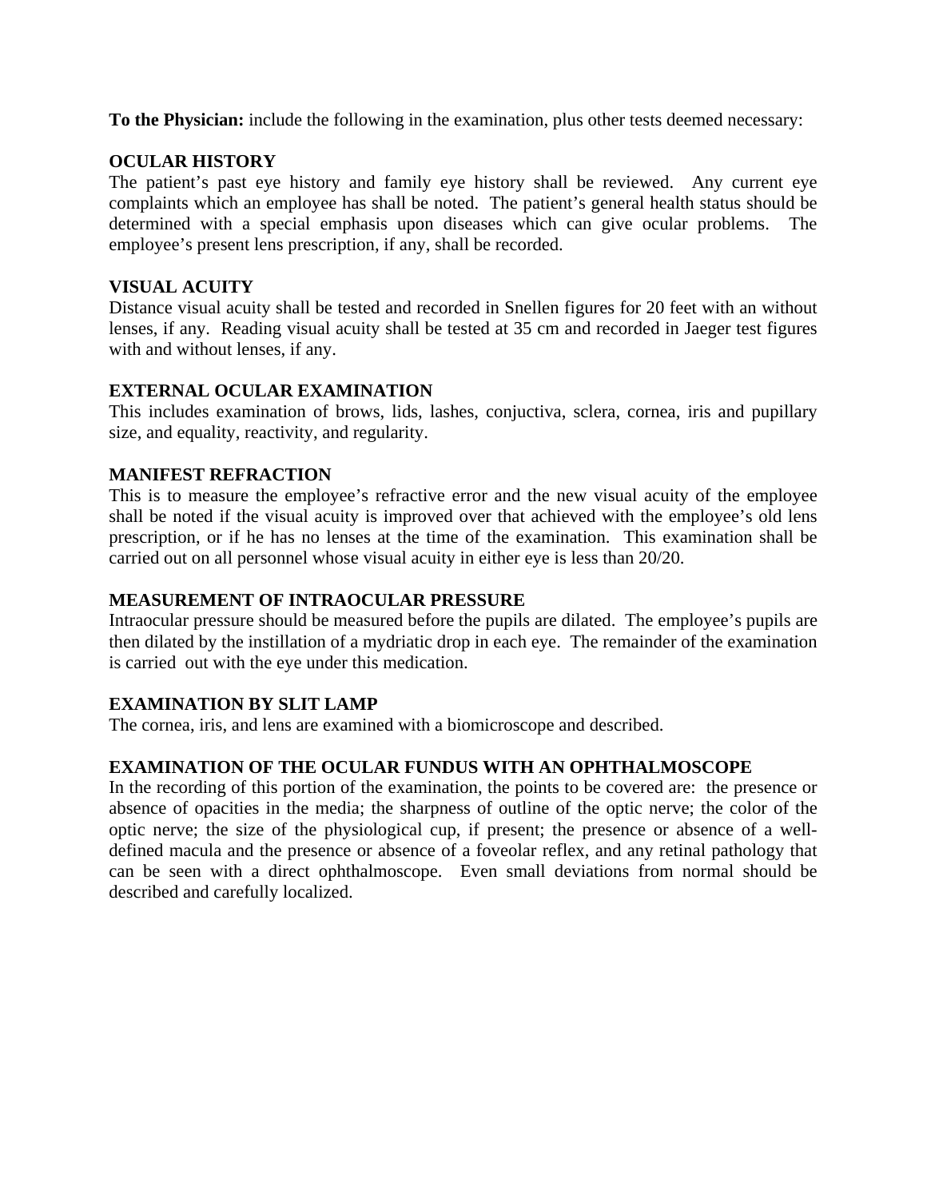**To the Physician:** include the following in the examination, plus other tests deemed necessary:

**OCULAR HISTORY**

The patient's past eye history and family eye history shall be reviewed. Any current eye complaints which an employee has shall be noted. The patient's general health status should be determined with a special emphasis upon diseases which can give ocular problems. The employee's present lens prescription, if any, shall be recorded.

**VISUAL ACUITY**

Distance visual acuity shall be tested and recorded in Snellen figures for 20 feet with an without lenses, if any. Reading visual acuity shall be tested at 35 cm and recorded in Jaeger test figures with and without lenses, if any.

**EXTERNAL OCULAR EXAMINATION**

This includes examination of brows, lids, lashes, conjuctiva, sclera, cornea, iris and pupillary size, and equality, reactivity, and regularity.

**MANIFEST REFRACTION**

This is to measure the employee's refractive error and the new visual acuity of the employee shall be noted if the visual acuity is improved over that achieved with the employee's old lens prescription, or if he has no lenses at the time of the examination. This examination shall be carried out on all personnel whose visual acuity in either eye is less than 20/20.

**MEASUREMENT OF INTRAOCULAR PRESSURE**

Intraocular pressure should be measured before the pupils are dilated. The employee's pupils are then dilated by the instillation of a mydriatic drop in each eye. The remainder of the examination is carried out with the eye under this medication.

**EXAMINATION BY SLIT LAMP**

The cornea, iris, and lens are examined with a biomicroscope and described.

**EXAMINATION OF THE OCULAR FUNDUS WITH AN OPHTHALMOSCOPE**

In the recording of this portion of the examination, the points to be covered are: the presence or absence of opacities in the media; the sharpness of outline of the optic nerve; the color of the optic nerve; the size of the physiological cup, if present; the presence or absence of a well-defined macula and the presence or absence of a foveolar reflex, and any retinal pathology that can be seen with a direct ophthalmoscope. Even small deviations from normal should be described and carefully localized.